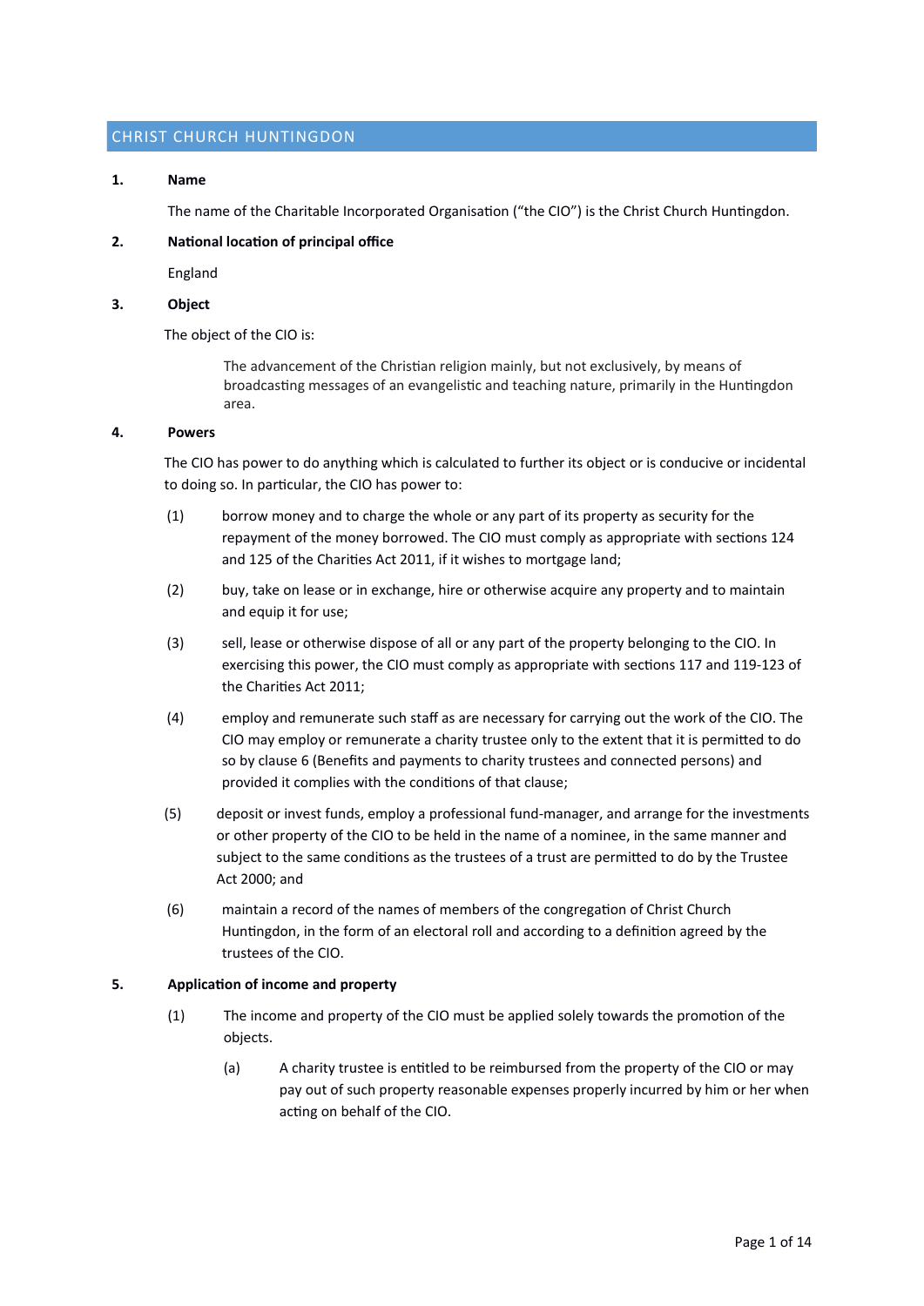# CHRIST CHURCH HUNTINGDON

**1. Name**

The name of the Charitable Incorporated Organisation ("the CIO") is the Christ Church Huntingdon.

**2. National location of principal office**

England

**3. Object**

The object of the CIO is:

> The advancement of the Christian religion mainly, but not exclusively, by means of broadcasting messages of an evangelistic and teaching nature, primarily in the Huntingdon area.

**4. Powers**

The CIO has power to do anything which is calculated to further its object or is conducive or incidental to doing so. In particular, the CIO has power to:

(1) borrow money and to charge the whole or any part of its property as security for the repayment of the money borrowed. The CIO must comply as appropriate with sections 124 and 125 of the Charities Act 2011, if it wishes to mortgage land;

(2) buy, take on lease or in exchange, hire or otherwise acquire any property and to maintain and equip it for use;

(3) sell, lease or otherwise dispose of all or any part of the property belonging to the CIO. In exercising this power, the CIO must comply as appropriate with sections 117 and 119-123 of the Charities Act 2011;

(4) employ and remunerate such staff as are necessary for carrying out the work of the CIO. The CIO may employ or remunerate a charity trustee only to the extent that it is permitted to do so by clause 6 (Benefits and payments to charity trustees and connected persons) and provided it complies with the conditions of that clause;

(5) deposit or invest funds, employ a professional fund-manager, and arrange for the investments or other property of the CIO to be held in the name of a nominee, in the same manner and subject to the same conditions as the trustees of a trust are permitted to do by the Trustee Act 2000; and

(6) maintain a record of the names of members of the congregation of Christ Church Huntingdon, in the form of an electoral roll and according to a definition agreed by the trustees of the CIO.

**5. Application of income and property**

(1) The income and property of the CIO must be applied solely towards the promotion of the objects.

(a) A charity trustee is entitled to be reimbursed from the property of the CIO or may pay out of such property reasonable expenses properly incurred by him or her when acting on behalf of the CIO.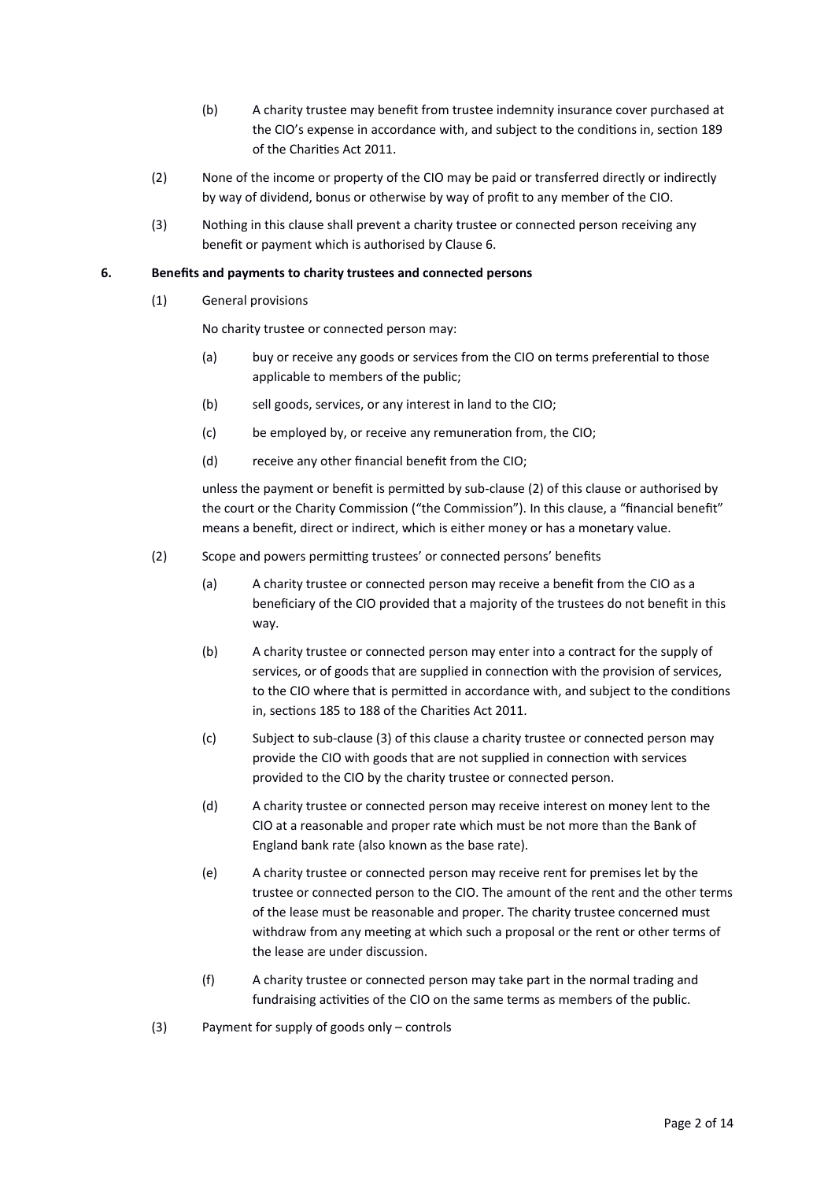(b) A charity trustee may benefit from trustee indemnity insurance cover purchased at the CIO's expense in accordance with, and subject to the conditions in, section 189 of the Charities Act 2011.

(2) None of the income or property of the CIO may be paid or transferred directly or indirectly by way of dividend, bonus or otherwise by way of profit to any member of the CIO.

(3) Nothing in this clause shall prevent a charity trustee or connected person receiving any benefit or payment which is authorised by Clause 6.

**6. Benefits and payments to charity trustees and connected persons**

(1) General provisions

No charity trustee or connected person may:

(a) buy or receive any goods or services from the CIO on terms preferential to those applicable to members of the public;

(b) sell goods, services, or any interest in land to the CIO;

(c) be employed by, or receive any remuneration from, the CIO;

(d) receive any other financial benefit from the CIO;

unless the payment or benefit is permitted by sub-clause (2) of this clause or authorised by the court or the Charity Commission ("the Commission"). In this clause, a "financial benefit" means a benefit, direct or indirect, which is either money or has a monetary value.

(2) Scope and powers permitting trustees' or connected persons' benefits

(a) A charity trustee or connected person may receive a benefit from the CIO as a beneficiary of the CIO provided that a majority of the trustees do not benefit in this way.

(b) A charity trustee or connected person may enter into a contract for the supply of services, or of goods that are supplied in connection with the provision of services, to the CIO where that is permitted in accordance with, and subject to the conditions in, sections 185 to 188 of the Charities Act 2011.

(c) Subject to sub-clause (3) of this clause a charity trustee or connected person may provide the CIO with goods that are not supplied in connection with services provided to the CIO by the charity trustee or connected person.

(d) A charity trustee or connected person may receive interest on money lent to the CIO at a reasonable and proper rate which must be not more than the Bank of England bank rate (also known as the base rate).

(e) A charity trustee or connected person may receive rent for premises let by the trustee or connected person to the CIO. The amount of the rent and the other terms of the lease must be reasonable and proper. The charity trustee concerned must withdraw from any meeting at which such a proposal or the rent or other terms of the lease are under discussion.

(f) A charity trustee or connected person may take part in the normal trading and fundraising activities of the CIO on the same terms as members of the public.

(3) Payment for supply of goods only – controls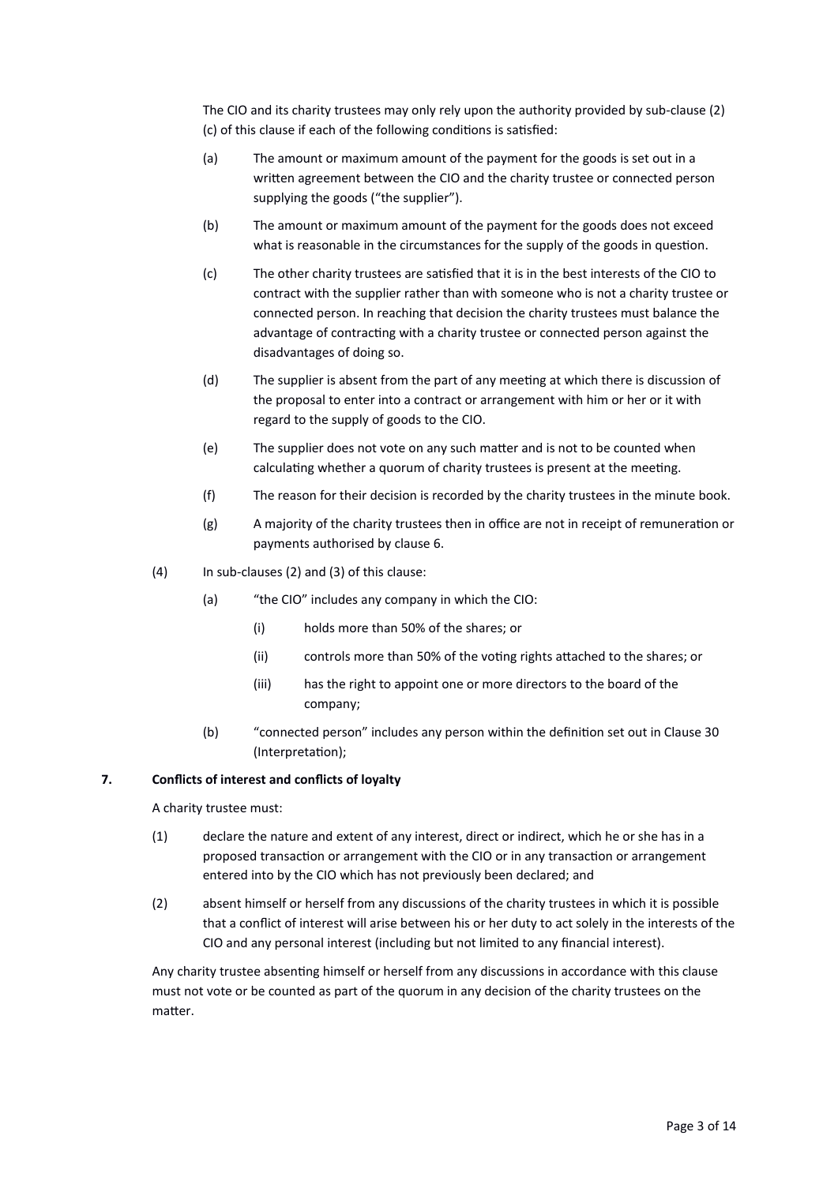The CIO and its charity trustees may only rely upon the authority provided by sub-clause (2) (c) of this clause if each of the following conditions is satisfied:

(a) The amount or maximum amount of the payment for the goods is set out in a written agreement between the CIO and the charity trustee or connected person supplying the goods ("the supplier").

(b) The amount or maximum amount of the payment for the goods does not exceed what is reasonable in the circumstances for the supply of the goods in question.

(c) The other charity trustees are satisfied that it is in the best interests of the CIO to contract with the supplier rather than with someone who is not a charity trustee or connected person. In reaching that decision the charity trustees must balance the advantage of contracting with a charity trustee or connected person against the disadvantages of doing so.

(d) The supplier is absent from the part of any meeting at which there is discussion of the proposal to enter into a contract or arrangement with him or her or it with regard to the supply of goods to the CIO.

(e) The supplier does not vote on any such matter and is not to be counted when calculating whether a quorum of charity trustees is present at the meeting.

(f) The reason for their decision is recorded by the charity trustees in the minute book.

(g) A majority of the charity trustees then in office are not in receipt of remuneration or payments authorised by clause 6.

(4) In sub-clauses (2) and (3) of this clause:

(a) "the CIO" includes any company in which the CIO:

(i) holds more than 50% of the shares; or

(ii) controls more than 50% of the voting rights attached to the shares; or

(iii) has the right to appoint one or more directors to the board of the company;

(b) "connected person" includes any person within the definition set out in Clause 30 (Interpretation);

**7. Conflicts of interest and conflicts of loyalty**

A charity trustee must:

(1) declare the nature and extent of any interest, direct or indirect, which he or she has in a proposed transaction or arrangement with the CIO or in any transaction or arrangement entered into by the CIO which has not previously been declared; and

(2) absent himself or herself from any discussions of the charity trustees in which it is possible that a conflict of interest will arise between his or her duty to act solely in the interests of the CIO and any personal interest (including but not limited to any financial interest).

Any charity trustee absenting himself or herself from any discussions in accordance with this clause must not vote or be counted as part of the quorum in any decision of the charity trustees on the matter.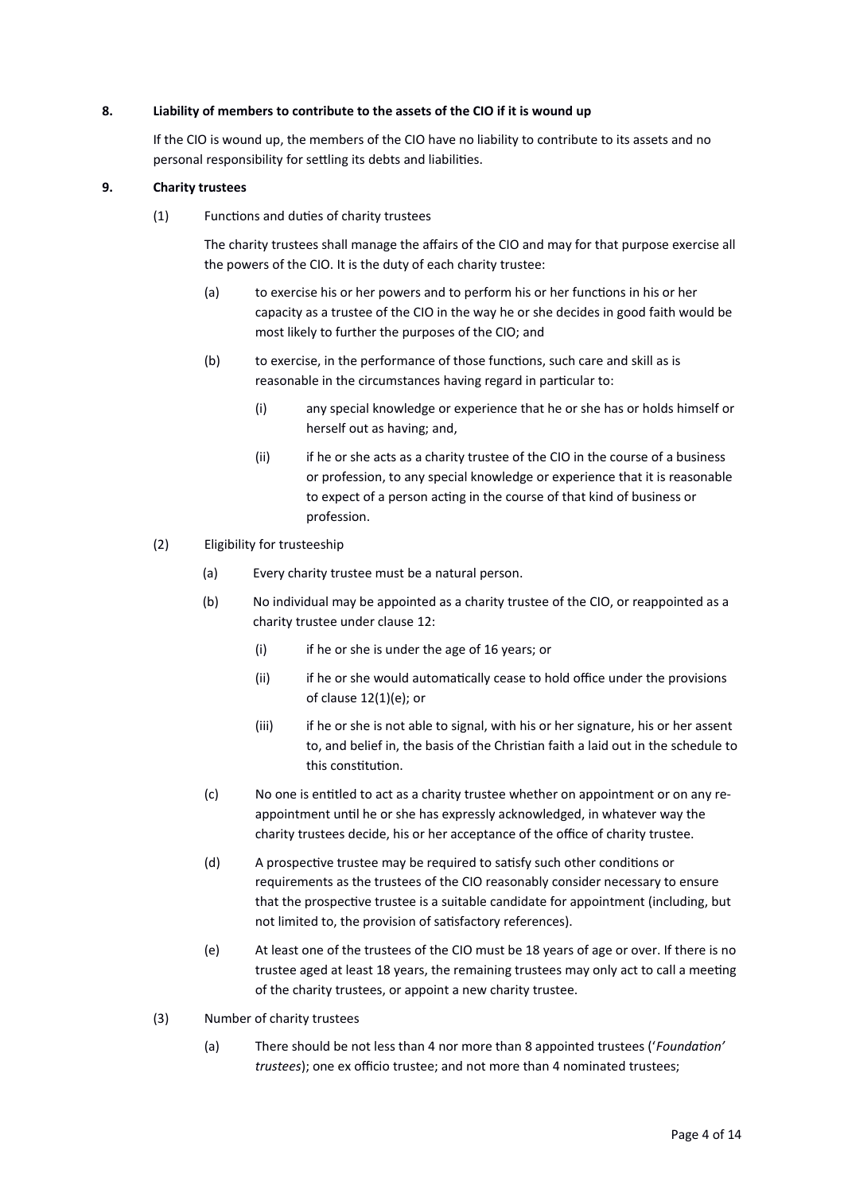## 8. Liability of members to contribute to the assets of the CIO if it is wound up

If the CIO is wound up, the members of the CIO have no liability to contribute to its assets and no personal responsibility for settling its debts and liabilities.

## 9. Charity trustees

(1) Functions and duties of charity trustees

The charity trustees shall manage the affairs of the CIO and may for that purpose exercise all the powers of the CIO. It is the duty of each charity trustee:

(a) to exercise his or her powers and to perform his or her functions in his or her capacity as a trustee of the CIO in the way he or she decides in good faith would be most likely to further the purposes of the CIO; and

(b) to exercise, in the performance of those functions, such care and skill as is reasonable in the circumstances having regard in particular to:

(i) any special knowledge or experience that he or she has or holds himself or herself out as having; and,

(ii) if he or she acts as a charity trustee of the CIO in the course of a business or profession, to any special knowledge or experience that it is reasonable to expect of a person acting in the course of that kind of business or profession.

(2) Eligibility for trusteeship

(a) Every charity trustee must be a natural person.

(b) No individual may be appointed as a charity trustee of the CIO, or reappointed as a charity trustee under clause 12:

(i) if he or she is under the age of 16 years; or

(ii) if he or she would automatically cease to hold office under the provisions of clause 12(1)(e); or

(iii) if he or she is not able to signal, with his or her signature, his or her assent to, and belief in, the basis of the Christian faith a laid out in the schedule to this constitution.

(c) No one is entitled to act as a charity trustee whether on appointment or on any re-appointment until he or she has expressly acknowledged, in whatever way the charity trustees decide, his or her acceptance of the office of charity trustee.

(d) A prospective trustee may be required to satisfy such other conditions or requirements as the trustees of the CIO reasonably consider necessary to ensure that the prospective trustee is a suitable candidate for appointment (including, but not limited to, the provision of satisfactory references).

(e) At least one of the trustees of the CIO must be 18 years of age or over. If there is no trustee aged at least 18 years, the remaining trustees may only act to call a meeting of the charity trustees, or appoint a new charity trustee.

(3) Number of charity trustees

(a) There should be not less than 4 nor more than 8 appointed trustees ('*Foundation' trustees*); one ex officio trustee; and not more than 4 nominated trustees;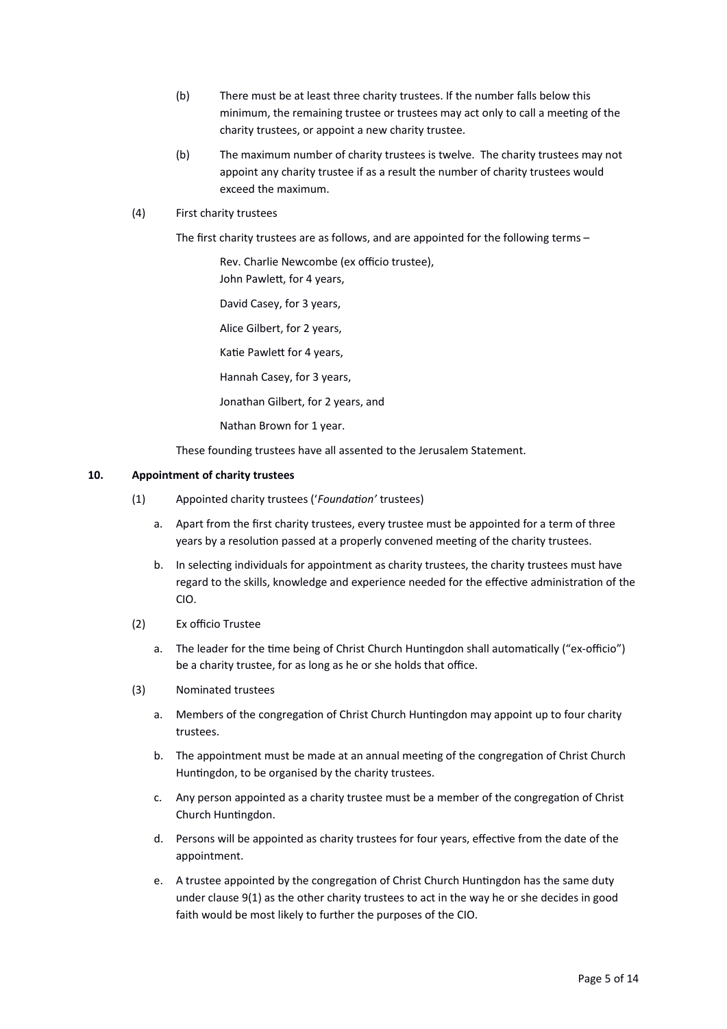(b) There must be at least three charity trustees. If the number falls below this minimum, the remaining trustee or trustees may act only to call a meeting of the charity trustees, or appoint a new charity trustee.

(b) The maximum number of charity trustees is twelve. The charity trustees may not appoint any charity trustee if as a result the number of charity trustees would exceed the maximum.

(4) First charity trustees

The first charity trustees are as follows, and are appointed for the following terms –

Rev. Charlie Newcombe (ex officio trustee),
John Pawlett, for 4 years,

David Casey, for 3 years,

Alice Gilbert, for 2 years,

Katie Pawlett for 4 years,

Hannah Casey, for 3 years,

Jonathan Gilbert, for 2 years, and

Nathan Brown for 1 year.

These founding trustees have all assented to the Jerusalem Statement.

**10. Appointment of charity trustees**

(1) Appointed charity trustees ('*Foundation'* trustees)

a. Apart from the first charity trustees, every trustee must be appointed for a term of three years by a resolution passed at a properly convened meeting of the charity trustees.

b. In selecting individuals for appointment as charity trustees, the charity trustees must have regard to the skills, knowledge and experience needed for the effective administration of the CIO.

(2) Ex officio Trustee

a. The leader for the time being of Christ Church Huntingdon shall automatically ("ex-officio") be a charity trustee, for as long as he or she holds that office.

(3) Nominated trustees

a. Members of the congregation of Christ Church Huntingdon may appoint up to four charity trustees.

b. The appointment must be made at an annual meeting of the congregation of Christ Church Huntingdon, to be organised by the charity trustees.

c. Any person appointed as a charity trustee must be a member of the congregation of Christ Church Huntingdon.

d. Persons will be appointed as charity trustees for four years, effective from the date of the appointment.

e. A trustee appointed by the congregation of Christ Church Huntingdon has the same duty under clause 9(1) as the other charity trustees to act in the way he or she decides in good faith would be most likely to further the purposes of the CIO.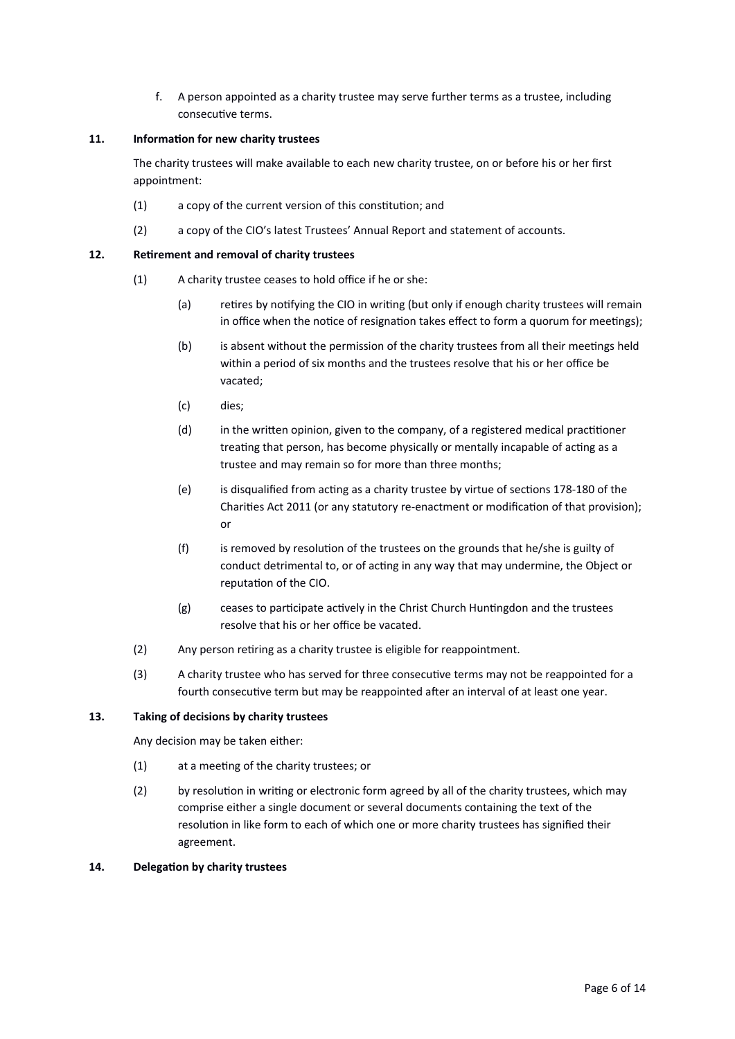f. A person appointed as a charity trustee may serve further terms as a trustee, including consecutive terms.

**11. Information for new charity trustees**

The charity trustees will make available to each new charity trustee, on or before his or her first appointment:

(1) a copy of the current version of this constitution; and

(2) a copy of the CIO's latest Trustees' Annual Report and statement of accounts.

**12. Retirement and removal of charity trustees**

(1) A charity trustee ceases to hold office if he or she:

(a) retires by notifying the CIO in writing (but only if enough charity trustees will remain in office when the notice of resignation takes effect to form a quorum for meetings);

(b) is absent without the permission of the charity trustees from all their meetings held within a period of six months and the trustees resolve that his or her office be vacated;

(c) dies;

(d) in the written opinion, given to the company, of a registered medical practitioner treating that person, has become physically or mentally incapable of acting as a trustee and may remain so for more than three months;

(e) is disqualified from acting as a charity trustee by virtue of sections 178-180 of the Charities Act 2011 (or any statutory re-enactment or modification of that provision); or

(f) is removed by resolution of the trustees on the grounds that he/she is guilty of conduct detrimental to, or of acting in any way that may undermine, the Object or reputation of the CIO.

(g) ceases to participate actively in the Christ Church Huntingdon and the trustees resolve that his or her office be vacated.

(2) Any person retiring as a charity trustee is eligible for reappointment.

(3) A charity trustee who has served for three consecutive terms may not be reappointed for a fourth consecutive term but may be reappointed after an interval of at least one year.

**13. Taking of decisions by charity trustees**

Any decision may be taken either:

(1) at a meeting of the charity trustees; or

(2) by resolution in writing or electronic form agreed by all of the charity trustees, which may comprise either a single document or several documents containing the text of the resolution in like form to each of which one or more charity trustees has signified their agreement.

**14. Delegation by charity trustees**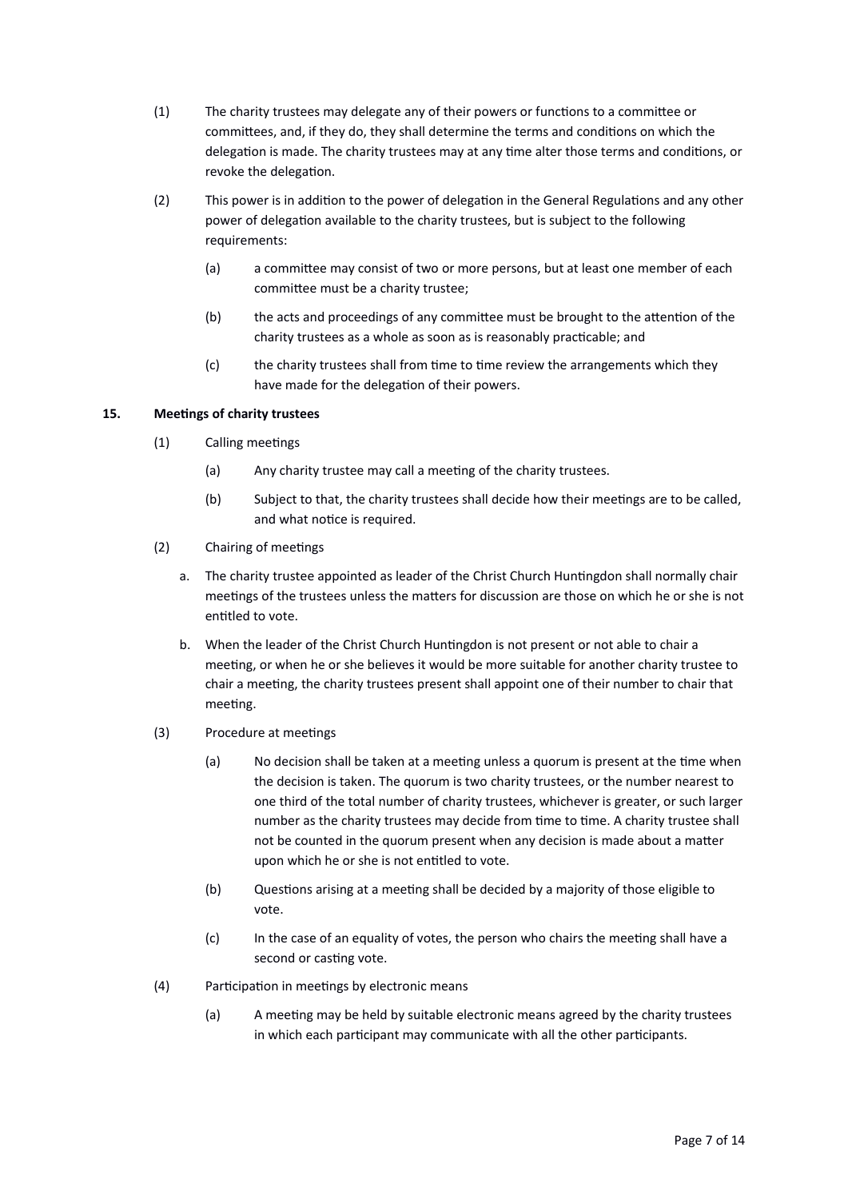(1) The charity trustees may delegate any of their powers or functions to a committee or committees, and, if they do, they shall determine the terms and conditions on which the delegation is made. The charity trustees may at any time alter those terms and conditions, or revoke the delegation.

(2) This power is in addition to the power of delegation in the General Regulations and any other power of delegation available to the charity trustees, but is subject to the following requirements:

   (a) a committee may consist of two or more persons, but at least one member of each committee must be a charity trustee;

   (b) the acts and proceedings of any committee must be brought to the attention of the charity trustees as a whole as soon as is reasonably practicable; and

   (c) the charity trustees shall from time to time review the arrangements which they have made for the delegation of their powers.

**15. Meetings of charity trustees**

(1) Calling meetings

   (a) Any charity trustee may call a meeting of the charity trustees.

   (b) Subject to that, the charity trustees shall decide how their meetings are to be called, and what notice is required.

(2) Chairing of meetings

   a. The charity trustee appointed as leader of the Christ Church Huntingdon shall normally chair meetings of the trustees unless the matters for discussion are those on which he or she is not entitled to vote.

   b. When the leader of the Christ Church Huntingdon is not present or not able to chair a meeting, or when he or she believes it would be more suitable for another charity trustee to chair a meeting, the charity trustees present shall appoint one of their number to chair that meeting.

(3) Procedure at meetings

   (a) No decision shall be taken at a meeting unless a quorum is present at the time when the decision is taken. The quorum is two charity trustees, or the number nearest to one third of the total number of charity trustees, whichever is greater, or such larger number as the charity trustees may decide from time to time. A charity trustee shall not be counted in the quorum present when any decision is made about a matter upon which he or she is not entitled to vote.

   (b) Questions arising at a meeting shall be decided by a majority of those eligible to vote.

   (c) In the case of an equality of votes, the person who chairs the meeting shall have a second or casting vote.

(4) Participation in meetings by electronic means

   (a) A meeting may be held by suitable electronic means agreed by the charity trustees in which each participant may communicate with all the other participants.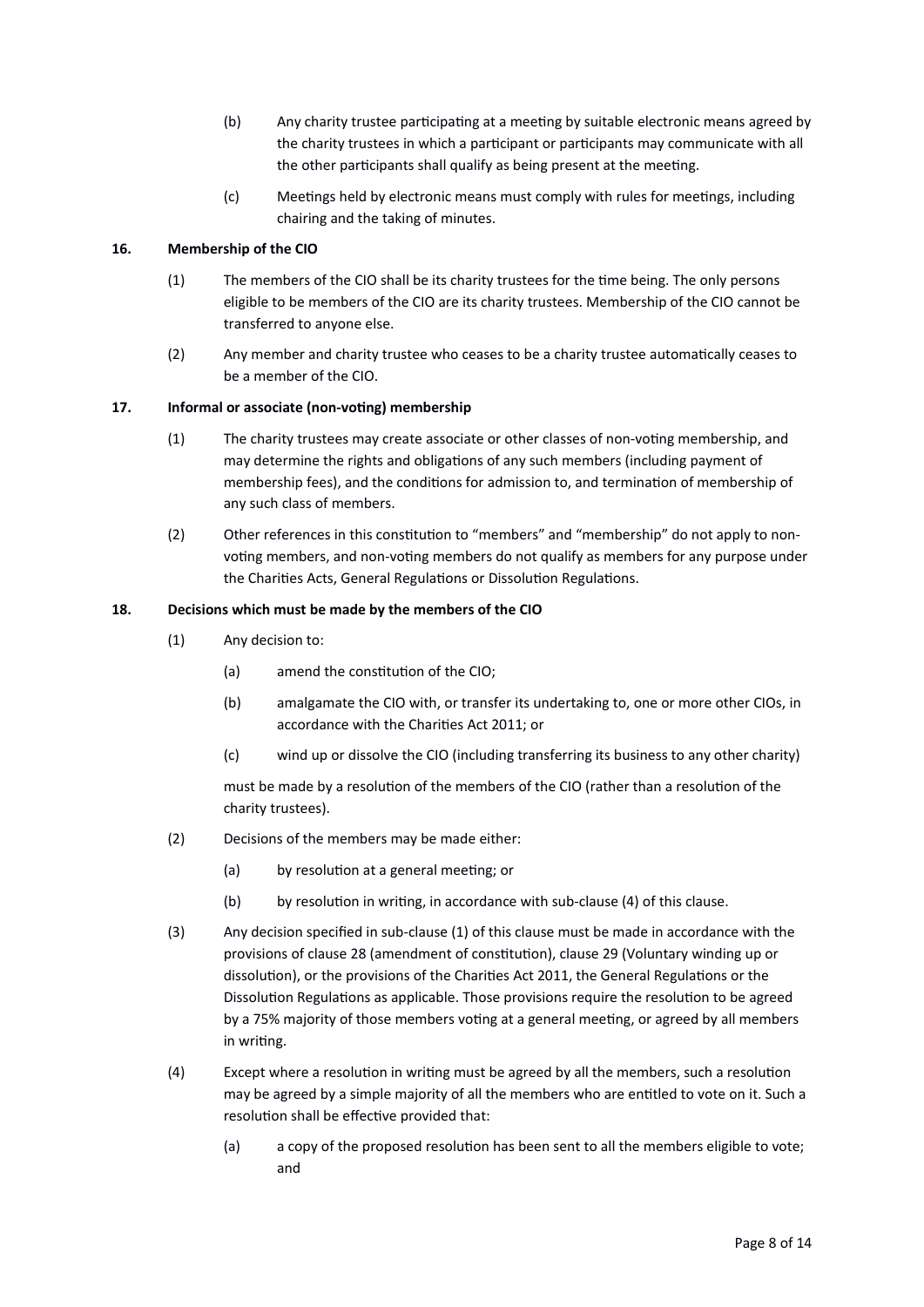(b) Any charity trustee participating at a meeting by suitable electronic means agreed by the charity trustees in which a participant or participants may communicate with all the other participants shall qualify as being present at the meeting.

(c) Meetings held by electronic means must comply with rules for meetings, including chairing and the taking of minutes.

**16. Membership of the CIO**

(1) The members of the CIO shall be its charity trustees for the time being. The only persons eligible to be members of the CIO are its charity trustees. Membership of the CIO cannot be transferred to anyone else.

(2) Any member and charity trustee who ceases to be a charity trustee automatically ceases to be a member of the CIO.

**17. Informal or associate (non-voting) membership**

(1) The charity trustees may create associate or other classes of non-voting membership, and may determine the rights and obligations of any such members (including payment of membership fees), and the conditions for admission to, and termination of membership of any such class of members.

(2) Other references in this constitution to "members" and "membership" do not apply to non-voting members, and non-voting members do not qualify as members for any purpose under the Charities Acts, General Regulations or Dissolution Regulations.

**18. Decisions which must be made by the members of the CIO**

(1) Any decision to:

(a) amend the constitution of the CIO;

(b) amalgamate the CIO with, or transfer its undertaking to, one or more other CIOs, in accordance with the Charities Act 2011; or

(c) wind up or dissolve the CIO (including transferring its business to any other charity)

must be made by a resolution of the members of the CIO (rather than a resolution of the charity trustees).

(2) Decisions of the members may be made either:

(a) by resolution at a general meeting; or

(b) by resolution in writing, in accordance with sub-clause (4) of this clause.

(3) Any decision specified in sub-clause (1) of this clause must be made in accordance with the provisions of clause 28 (amendment of constitution), clause 29 (Voluntary winding up or dissolution), or the provisions of the Charities Act 2011, the General Regulations or the Dissolution Regulations as applicable. Those provisions require the resolution to be agreed by a 75% majority of those members voting at a general meeting, or agreed by all members in writing.

(4) Except where a resolution in writing must be agreed by all the members, such a resolution may be agreed by a simple majority of all the members who are entitled to vote on it. Such a resolution shall be effective provided that:

(a) a copy of the proposed resolution has been sent to all the members eligible to vote; and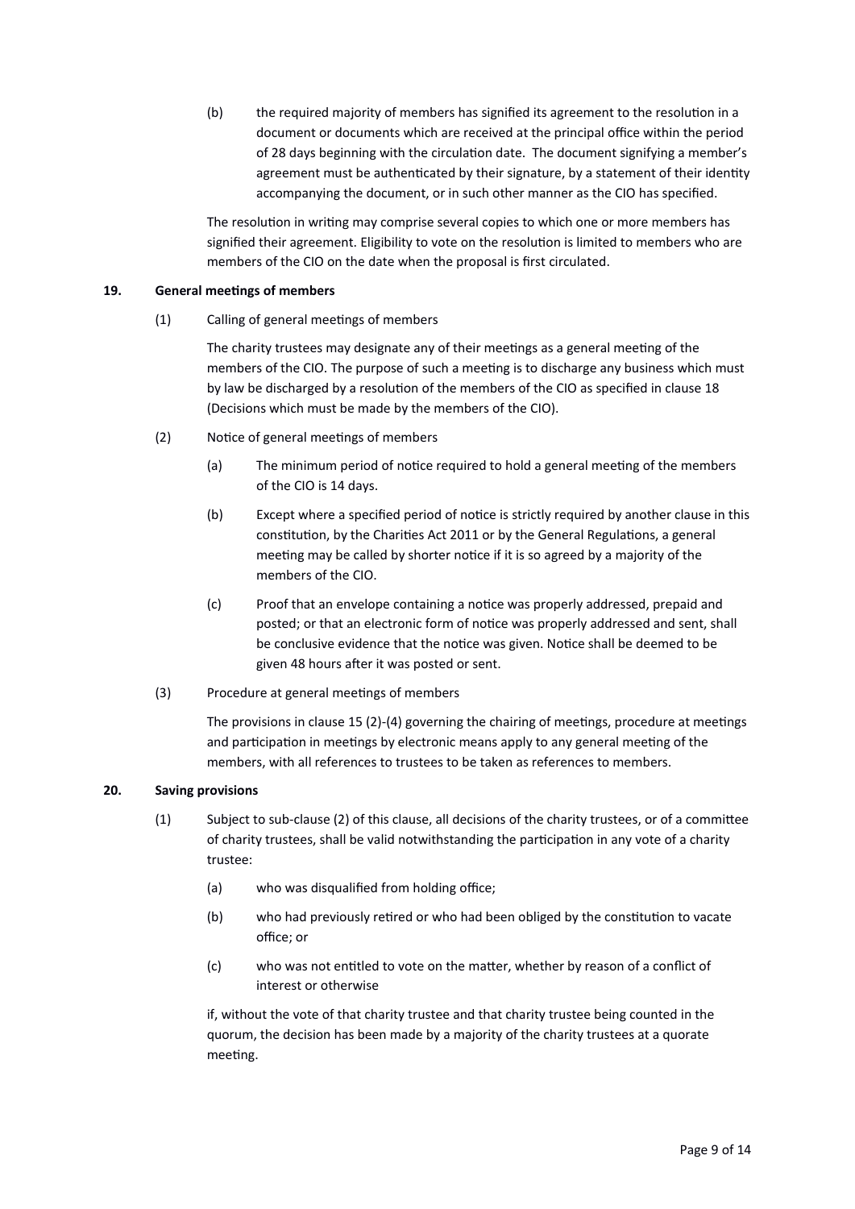(b) the required majority of members has signified its agreement to the resolution in a document or documents which are received at the principal office within the period of 28 days beginning with the circulation date. The document signifying a member's agreement must be authenticated by their signature, by a statement of their identity accompanying the document, or in such other manner as the CIO has specified.

The resolution in writing may comprise several copies to which one or more members has signified their agreement. Eligibility to vote on the resolution is limited to members who are members of the CIO on the date when the proposal is first circulated.

**19. General meetings of members**

(1) Calling of general meetings of members

The charity trustees may designate any of their meetings as a general meeting of the members of the CIO. The purpose of such a meeting is to discharge any business which must by law be discharged by a resolution of the members of the CIO as specified in clause 18 (Decisions which must be made by the members of the CIO).

(2) Notice of general meetings of members

(a) The minimum period of notice required to hold a general meeting of the members of the CIO is 14 days.

(b) Except where a specified period of notice is strictly required by another clause in this constitution, by the Charities Act 2011 or by the General Regulations, a general meeting may be called by shorter notice if it is so agreed by a majority of the members of the CIO.

(c) Proof that an envelope containing a notice was properly addressed, prepaid and posted; or that an electronic form of notice was properly addressed and sent, shall be conclusive evidence that the notice was given. Notice shall be deemed to be given 48 hours after it was posted or sent.

(3) Procedure at general meetings of members

The provisions in clause 15 (2)-(4) governing the chairing of meetings, procedure at meetings and participation in meetings by electronic means apply to any general meeting of the members, with all references to trustees to be taken as references to members.

**20. Saving provisions**

(1) Subject to sub-clause (2) of this clause, all decisions of the charity trustees, or of a committee of charity trustees, shall be valid notwithstanding the participation in any vote of a charity trustee:

(a) who was disqualified from holding office;

(b) who had previously retired or who had been obliged by the constitution to vacate office; or

(c) who was not entitled to vote on the matter, whether by reason of a conflict of interest or otherwise

if, without the vote of that charity trustee and that charity trustee being counted in the quorum, the decision has been made by a majority of the charity trustees at a quorate meeting.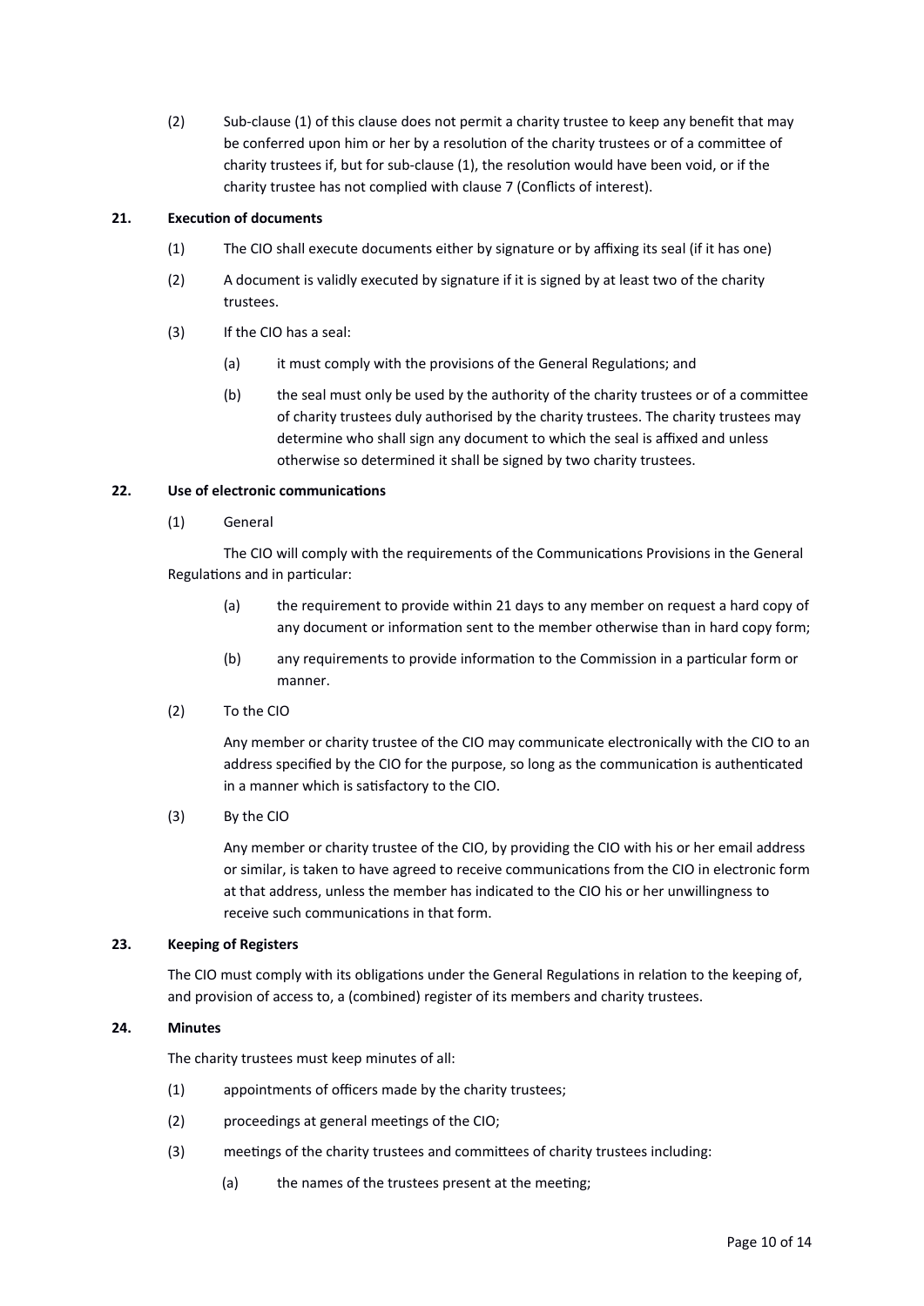(2) Sub-clause (1) of this clause does not permit a charity trustee to keep any benefit that may be conferred upon him or her by a resolution of the charity trustees or of a committee of charity trustees if, but for sub-clause (1), the resolution would have been void, or if the charity trustee has not complied with clause 7 (Conflicts of interest).

**21. Execution of documents**

(1) The CIO shall execute documents either by signature or by affixing its seal (if it has one)

(2) A document is validly executed by signature if it is signed by at least two of the charity trustees.

(3) If the CIO has a seal:

(a) it must comply with the provisions of the General Regulations; and

(b) the seal must only be used by the authority of the charity trustees or of a committee of charity trustees duly authorised by the charity trustees. The charity trustees may determine who shall sign any document to which the seal is affixed and unless otherwise so determined it shall be signed by two charity trustees.

**22. Use of electronic communications**

(1) General

The CIO will comply with the requirements of the Communications Provisions in the General Regulations and in particular:

(a) the requirement to provide within 21 days to any member on request a hard copy of any document or information sent to the member otherwise than in hard copy form;

(b) any requirements to provide information to the Commission in a particular form or manner.

(2) To the CIO

Any member or charity trustee of the CIO may communicate electronically with the CIO to an address specified by the CIO for the purpose, so long as the communication is authenticated in a manner which is satisfactory to the CIO.

(3) By the CIO

Any member or charity trustee of the CIO, by providing the CIO with his or her email address or similar, is taken to have agreed to receive communications from the CIO in electronic form at that address, unless the member has indicated to the CIO his or her unwillingness to receive such communications in that form.

**23. Keeping of Registers**

The CIO must comply with its obligations under the General Regulations in relation to the keeping of, and provision of access to, a (combined) register of its members and charity trustees.

**24. Minutes**

The charity trustees must keep minutes of all:

(1) appointments of officers made by the charity trustees;

(2) proceedings at general meetings of the CIO;

(3) meetings of the charity trustees and committees of charity trustees including:

(a) the names of the trustees present at the meeting;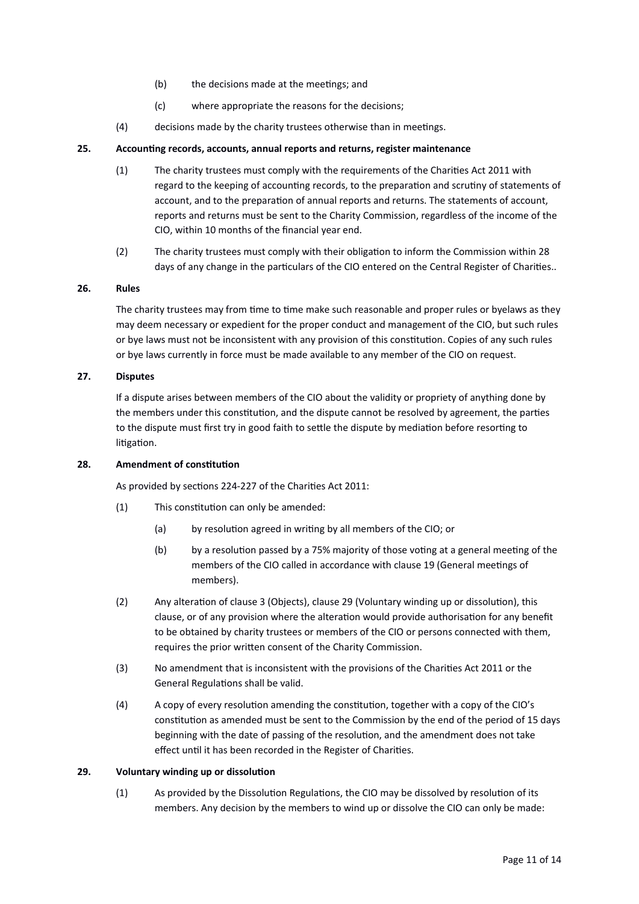(b) the decisions made at the meetings; and

(c) where appropriate the reasons for the decisions;

(4) decisions made by the charity trustees otherwise than in meetings.

**25. Accounting records, accounts, annual reports and returns, register maintenance**

(1) The charity trustees must comply with the requirements of the Charities Act 2011 with regard to the keeping of accounting records, to the preparation and scrutiny of statements of account, and to the preparation of annual reports and returns. The statements of account, reports and returns must be sent to the Charity Commission, regardless of the income of the CIO, within 10 months of the financial year end.

(2) The charity trustees must comply with their obligation to inform the Commission within 28 days of any change in the particulars of the CIO entered on the Central Register of Charities..

**26. Rules**

The charity trustees may from time to time make such reasonable and proper rules or byelaws as they may deem necessary or expedient for the proper conduct and management of the CIO, but such rules or bye laws must not be inconsistent with any provision of this constitution. Copies of any such rules or bye laws currently in force must be made available to any member of the CIO on request.

**27. Disputes**

If a dispute arises between members of the CIO about the validity or propriety of anything done by the members under this constitution, and the dispute cannot be resolved by agreement, the parties to the dispute must first try in good faith to settle the dispute by mediation before resorting to litigation.

**28. Amendment of constitution**

As provided by sections 224-227 of the Charities Act 2011:

(1) This constitution can only be amended:

(a) by resolution agreed in writing by all members of the CIO; or

(b) by a resolution passed by a 75% majority of those voting at a general meeting of the members of the CIO called in accordance with clause 19 (General meetings of members).

(2) Any alteration of clause 3 (Objects), clause 29 (Voluntary winding up or dissolution), this clause, or of any provision where the alteration would provide authorisation for any benefit to be obtained by charity trustees or members of the CIO or persons connected with them, requires the prior written consent of the Charity Commission.

(3) No amendment that is inconsistent with the provisions of the Charities Act 2011 or the General Regulations shall be valid.

(4) A copy of every resolution amending the constitution, together with a copy of the CIO's constitution as amended must be sent to the Commission by the end of the period of 15 days beginning with the date of passing of the resolution, and the amendment does not take effect until it has been recorded in the Register of Charities.

**29. Voluntary winding up or dissolution**

(1) As provided by the Dissolution Regulations, the CIO may be dissolved by resolution of its members. Any decision by the members to wind up or dissolve the CIO can only be made: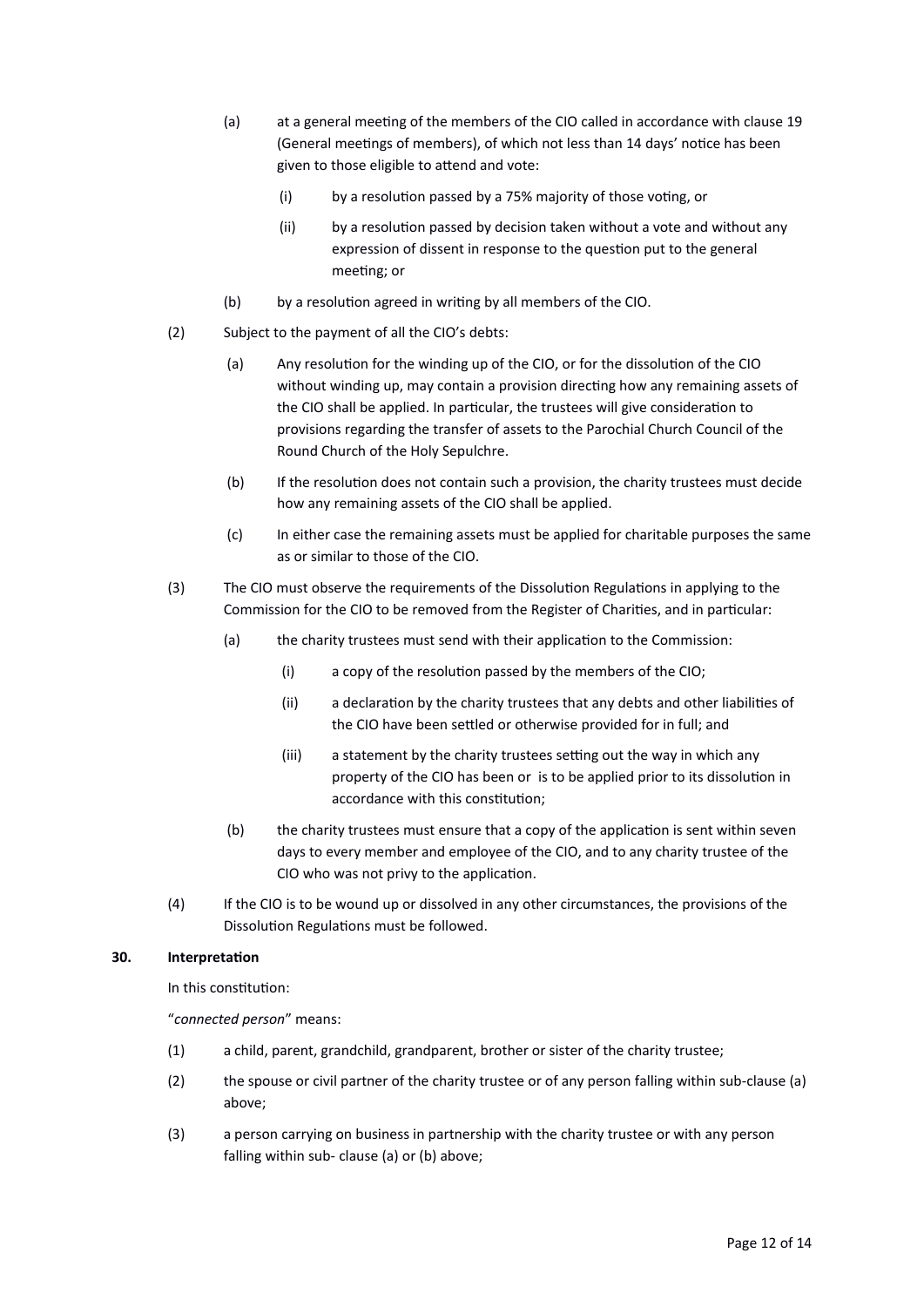(a) at a general meeting of the members of the CIO called in accordance with clause 19 (General meetings of members), of which not less than 14 days' notice has been given to those eligible to attend and vote:

   (i) by a resolution passed by a 75% majority of those voting, or

   (ii) by a resolution passed by decision taken without a vote and without any expression of dissent in response to the question put to the general meeting; or

(b) by a resolution agreed in writing by all members of the CIO.

(2) Subject to the payment of all the CIO's debts:

   (a) Any resolution for the winding up of the CIO, or for the dissolution of the CIO without winding up, may contain a provision directing how any remaining assets of the CIO shall be applied. In particular, the trustees will give consideration to provisions regarding the transfer of assets to the Parochial Church Council of the Round Church of the Holy Sepulchre.

   (b) If the resolution does not contain such a provision, the charity trustees must decide how any remaining assets of the CIO shall be applied.

   (c) In either case the remaining assets must be applied for charitable purposes the same as or similar to those of the CIO.

(3) The CIO must observe the requirements of the Dissolution Regulations in applying to the Commission for the CIO to be removed from the Register of Charities, and in particular:

   (a) the charity trustees must send with their application to the Commission:

      (i) a copy of the resolution passed by the members of the CIO;

      (ii) a declaration by the charity trustees that any debts and other liabilities of the CIO have been settled or otherwise provided for in full; and

      (iii) a statement by the charity trustees setting out the way in which any property of the CIO has been or is to be applied prior to its dissolution in accordance with this constitution;

   (b) the charity trustees must ensure that a copy of the application is sent within seven days to every member and employee of the CIO, and to any charity trustee of the CIO who was not privy to the application.

(4) If the CIO is to be wound up or dissolved in any other circumstances, the provisions of the Dissolution Regulations must be followed.

**30. Interpretation**

In this constitution:

"*connected person*" means:

(1) a child, parent, grandchild, grandparent, brother or sister of the charity trustee;

(2) the spouse or civil partner of the charity trustee or of any person falling within sub-clause (a) above;

(3) a person carrying on business in partnership with the charity trustee or with any person falling within sub- clause (a) or (b) above;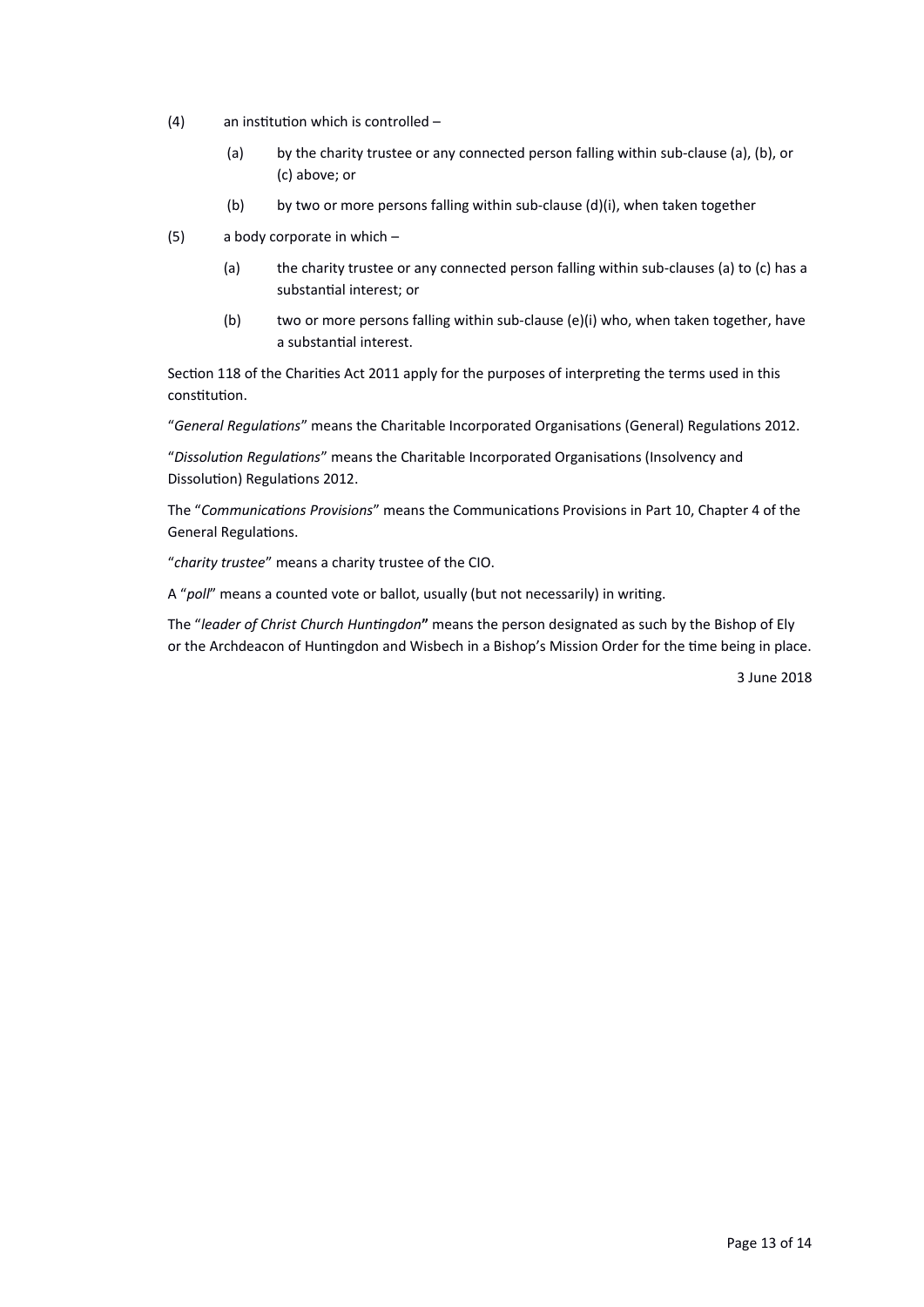(4) an institution which is controlled –

 (a) by the charity trustee or any connected person falling within sub-clause (a), (b), or (c) above; or

 (b) by two or more persons falling within sub-clause (d)(i), when taken together

(5) a body corporate in which –

 (a) the charity trustee or any connected person falling within sub-clauses (a) to (c) has a substantial interest; or

 (b) two or more persons falling within sub-clause (e)(i) who, when taken together, have a substantial interest.

Section 118 of the Charities Act 2011 apply for the purposes of interpreting the terms used in this constitution.

"*General Regulations*" means the Charitable Incorporated Organisations (General) Regulations 2012.

"*Dissolution Regulations*" means the Charitable Incorporated Organisations (Insolvency and Dissolution) Regulations 2012.

The "*Communications Provisions*" means the Communications Provisions in Part 10, Chapter 4 of the General Regulations.

"*charity trustee*" means a charity trustee of the CIO.

A "*poll*" means a counted vote or ballot, usually (but not necessarily) in writing.

The "*leader of Christ Church Huntingdon***"** means the person designated as such by the Bishop of Ely or the Archdeacon of Huntingdon and Wisbech in a Bishop's Mission Order for the time being in place.

3 June 2018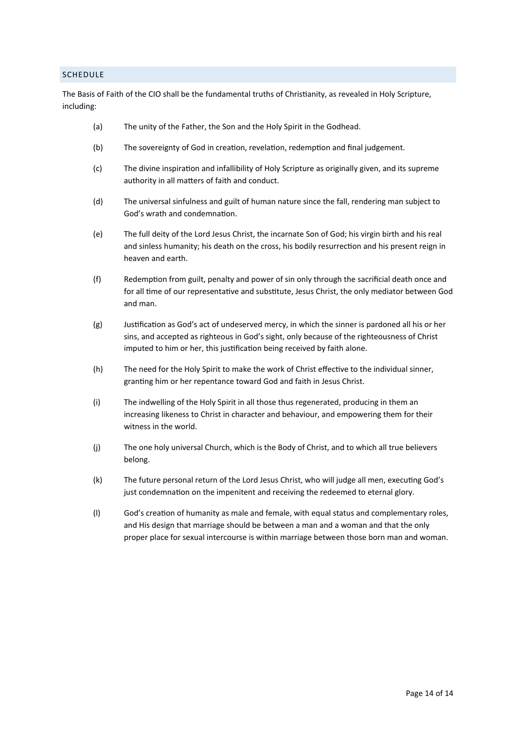## SCHEDULE

The Basis of Faith of the CIO shall be the fundamental truths of Christianity, as revealed in Holy Scripture, including:

(a) The unity of the Father, the Son and the Holy Spirit in the Godhead.

(b) The sovereignty of God in creation, revelation, redemption and final judgement.

(c) The divine inspiration and infallibility of Holy Scripture as originally given, and its supreme authority in all matters of faith and conduct.

(d) The universal sinfulness and guilt of human nature since the fall, rendering man subject to God's wrath and condemnation.

(e) The full deity of the Lord Jesus Christ, the incarnate Son of God; his virgin birth and his real and sinless humanity; his death on the cross, his bodily resurrection and his present reign in heaven and earth.

(f) Redemption from guilt, penalty and power of sin only through the sacrificial death once and for all time of our representative and substitute, Jesus Christ, the only mediator between God and man.

(g) Justification as God's act of undeserved mercy, in which the sinner is pardoned all his or her sins, and accepted as righteous in God's sight, only because of the righteousness of Christ imputed to him or her, this justification being received by faith alone.

(h) The need for the Holy Spirit to make the work of Christ effective to the individual sinner, granting him or her repentance toward God and faith in Jesus Christ.

(i) The indwelling of the Holy Spirit in all those thus regenerated, producing in them an increasing likeness to Christ in character and behaviour, and empowering them for their witness in the world.

(j) The one holy universal Church, which is the Body of Christ, and to which all true believers belong.

(k) The future personal return of the Lord Jesus Christ, who will judge all men, executing God's just condemnation on the impenitent and receiving the redeemed to eternal glory.

(l) God's creation of humanity as male and female, with equal status and complementary roles, and His design that marriage should be between a man and a woman and that the only proper place for sexual intercourse is within marriage between those born man and woman.